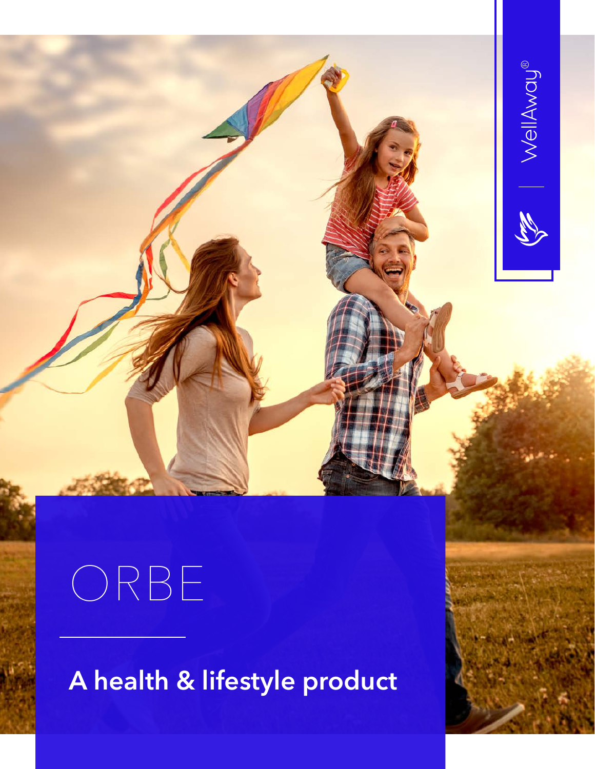WellAway®

# ORBE

## A health & lifestyle product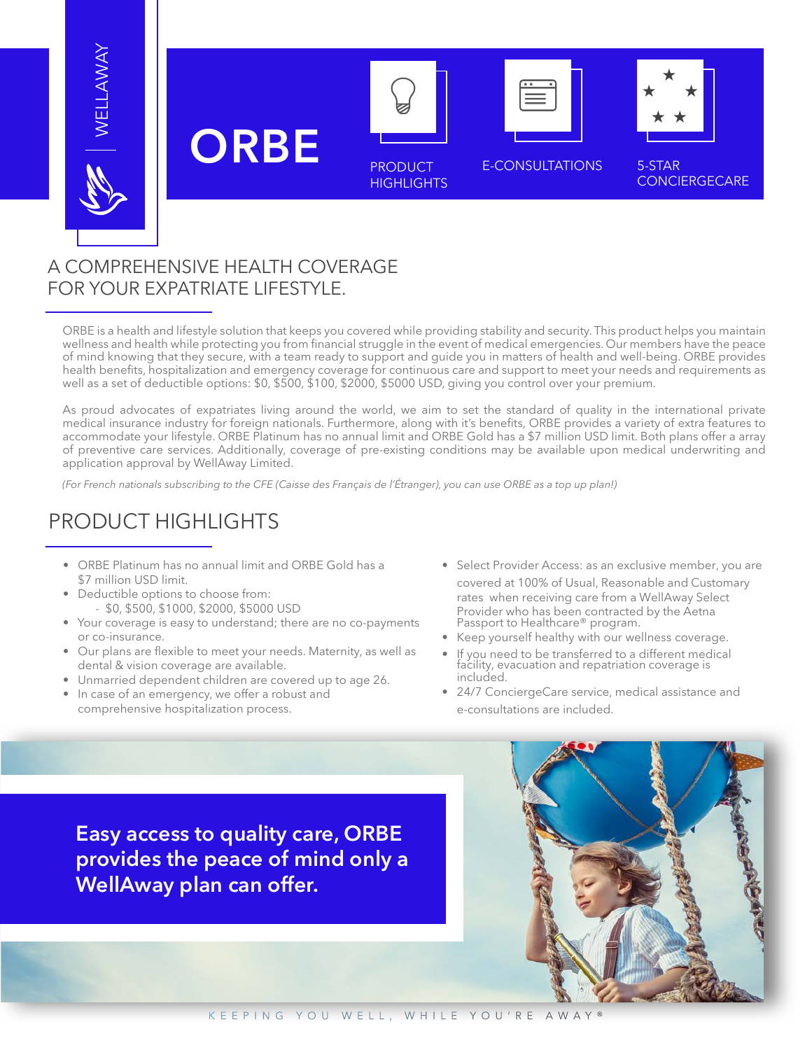WELLAWAY

# ORBE

PRODUCT HIGHLIGHTS

E-CONSULTATIONS

5-STAR CONCIERGECARE

## A COMPREHENSIVE HEALTH COVERAGE FOR YOUR EXPATRIATE LIFESTYLE.

ORBE is a health and lifestyle solution that keeps you covered while providing stability and security. This product helps you maintain wellness and health while protecting you from financial struggle in the event of medical emergencies. Our members have the peace of mind knowing that they secure, with a team ready to support and guide you in matters of health and well-being. ORBE provides health benefits, hospitalization and emergency coverage for continuous care and support to meet your needs and requirements as well as a set of deductible options: $0, $500, $100, $2000, $5000 USD, giving you control over your premium.

As proud advocates of expatriates living around the world, we aim to set the standard of quality in the international private medical insurance industry for foreign nationals. Furthermore, along with it's benefits, ORBE provides a variety of extra features to accommodate your lifestyle. ORBE Platinum has no annual limit and ORBE Gold has a $7 million USD limit. Both plans offer a array of preventive care services. Additionally, coverage of pre-existing conditions may be available upon medical underwriting and application approval by WellAway Limited.

*(For French nationals subscribing to the CFE (Caisse des Français de l'Étranger), you can use ORBE as a top up plan!)*

## PRODUCT HIGHLIGHTS

- ORBE Platinum has no annual limit and ORBE Gold has a $7 million USD limit.
- Deductible options to choose from:
  - $0, $500, $1000, $2000, $5000 USD
- Your coverage is easy to understand; there are no co-payments or co-insurance.
- Our plans are flexible to meet your needs. Maternity, as well as dental & vision coverage are available.
- Unmarried dependent children are covered up to age 26.
- In case of an emergency, we offer a robust and comprehensive hospitalization process.
- Select Provider Access: as an exclusive member, you are covered at 100% of Usual, Reasonable and Customary rates when receiving care from a WellAway Select Provider who has been contracted by the Aetna Passport to Healthcare® program.
- Keep yourself healthy with our wellness coverage.
- If you need to be transferred to a different medical facility, evacuation and repatriation coverage is included.
- 24/7 ConciergeCare service, medical assistance and e-consultations are included.

**Easy access to quality care, ORBE provides the peace of mind only a WellAway plan can offer.**

KEEPING YOU WELL, WHILE YOU'RE AWAY®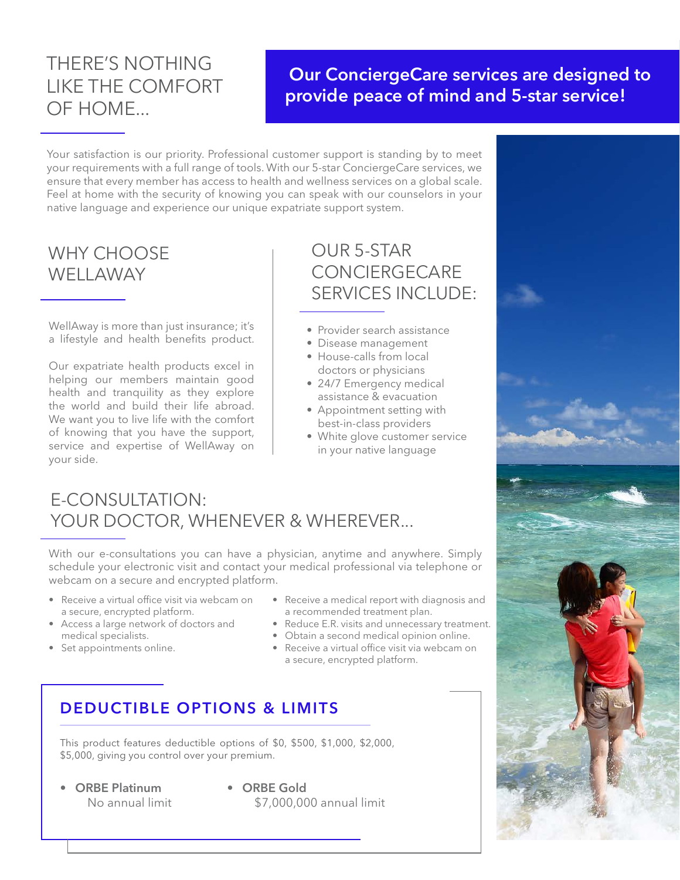# THERE'S NOTHING LIKE THE COMFORT OF HOME...

## Our ConciergeCare services are designed to provide peace of mind and 5-star service!

Your satisfaction is our priority. Professional customer support is standing by to meet your requirements with a full range of tools. With our 5-star ConciergeCare services, we ensure that every member has access to health and wellness services on a global scale. Feel at home with the security of knowing you can speak with our counselors in your native language and experience our unique expatriate support system.

## WHY CHOOSE WELLAWAY

WellAway is more than just insurance; it's a lifestyle and health benefits product.

Our expatriate health products excel in helping our members maintain good health and tranquility as they explore the world and build their life abroad. We want you to live life with the comfort of knowing that you have the support, service and expertise of WellAway on your side.

## OUR 5-STAR CONCIERGECARE SERVICES INCLUDE:

- Provider search assistance
- Disease management
- House-calls from local doctors or physicians
- 24/7 Emergency medical assistance & evacuation
- Appointment setting with best-in-class providers
- White glove customer service in your native language

## E-CONSULTATION: YOUR DOCTOR, WHENEVER & WHEREVER...

With our e-consultations you can have a physician, anytime and anywhere. Simply schedule your electronic visit and contact your medical professional via telephone or webcam on a secure and encrypted platform.

- Receive a virtual office visit via webcam on a secure, encrypted platform.
- Access a large network of doctors and medical specialists.
- Set appointments online.
- Receive a medical report with diagnosis and a recommended treatment plan.
- Reduce E.R. visits and unnecessary treatment.
- Obtain a second medical opinion online.
- Receive a virtual office visit via webcam on a secure, encrypted platform.

## DEDUCTIBLE OPTIONS & LIMITS

This product features deductible options of $0, $500, $1,000, $2,000, $5,000, giving you control over your premium.

- **ORBE Platinum**
  No annual limit
- **ORBE Gold**
  $7,000,000 annual limit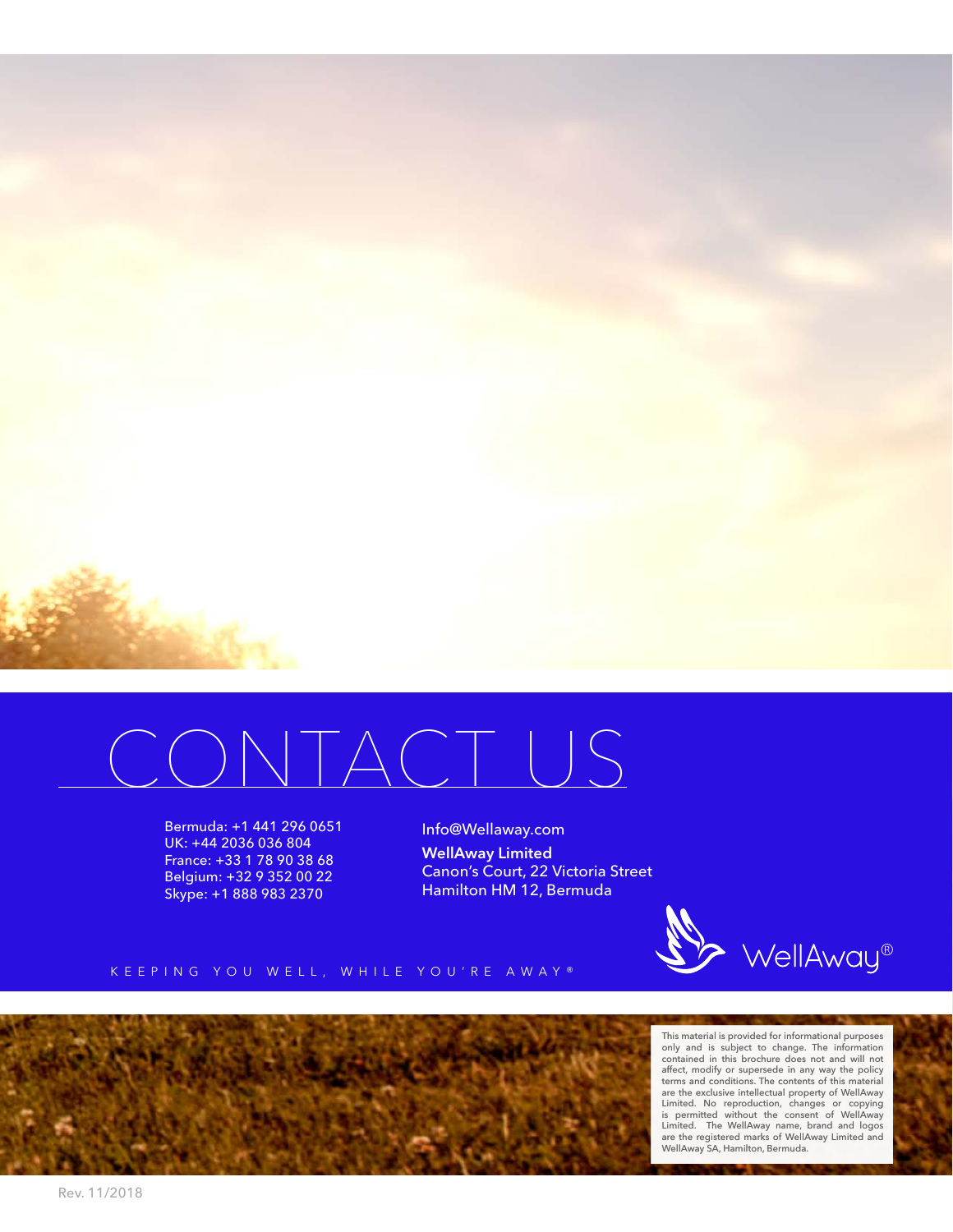# CONTACT US

Bermuda: +1 441 296 0651
UK: +44 2036 036 804
France: +33 1 78 90 38 68
Belgium: +32 9 352 00 22
Skype: +1 888 983 2370

Info@Wellaway.com

**WellAway Limited**
Canon's Court, 22 Victoria Street
Hamilton HM 12, Bermuda

KEEPING YOU WELL, WHILE YOU'RE AWAY®

WellAway®

This material is provided for informational purposes only and is subject to change. The information contained in this brochure does not and will not affect, modify or supersede in any way the policy terms and conditions. The contents of this material are the exclusive intellectual property of WellAway Limited. No reproduction, changes or copying is permitted without the consent of WellAway Limited. The WellAway name, brand and logos are the registered marks of WellAway Limited and WellAway SA, Hamilton, Bermuda.

Rev. 11/2018